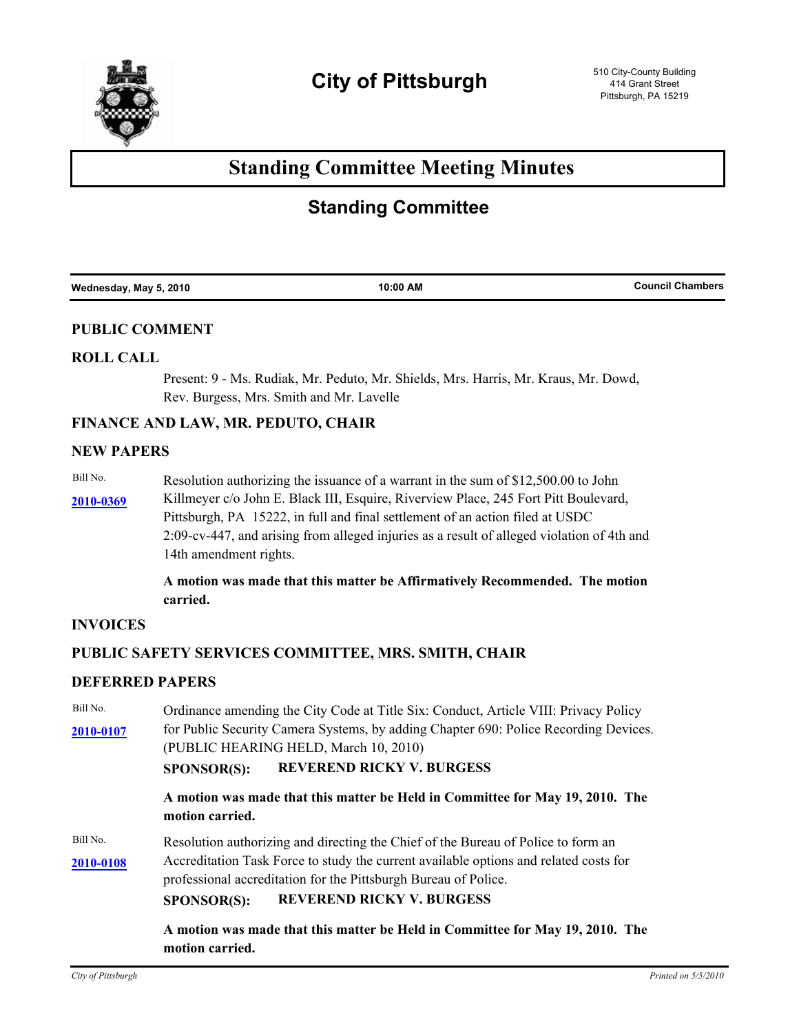# City of Pittsburgh

510 City-County Building
414 Grant Street
Pittsburgh, PA 15219

# Standing Committee Meeting Minutes

## Standing Committee

| Wednesday, May 5, 2010 | 10:00 AM | Council Chambers |
|---|---|---|

### PUBLIC COMMENT

### ROLL CALL

Present: 9 - Ms. Rudiak, Mr. Peduto, Mr. Shields, Mrs. Harris, Mr. Kraus, Mr. Dowd, Rev. Burgess, Mrs. Smith and Mr. Lavelle

### FINANCE AND LAW, MR. PEDUTO, CHAIR

### NEW PAPERS

Bill No. **2010-0369**

Resolution authorizing the issuance of a warrant in the sum of $12,500.00 to John Killmeyer c/o John E. Black III, Esquire, Riverview Place, 245 Fort Pitt Boulevard, Pittsburgh, PA 15222, in full and final settlement of an action filed at USDC 2:09-cv-447, and arising from alleged injuries as a result of alleged violation of 4th and 14th amendment rights.

**A motion was made that this matter be Affirmatively Recommended. The motion carried.**

### INVOICES

### PUBLIC SAFETY SERVICES COMMITTEE, MRS. SMITH, CHAIR

### DEFERRED PAPERS

Bill No. **2010-0107**

Ordinance amending the City Code at Title Six: Conduct, Article VIII: Privacy Policy for Public Security Camera Systems, by adding Chapter 690: Police Recording Devices. (PUBLIC HEARING HELD, March 10, 2010)

**SPONSOR(S): REVEREND RICKY V. BURGESS**

**A motion was made that this matter be Held in Committee for May 19, 2010. The motion carried.**

Bill No. **2010-0108**

Resolution authorizing and directing the Chief of the Bureau of Police to form an Accreditation Task Force to study the current available options and related costs for professional accreditation for the Pittsburgh Bureau of Police.

**SPONSOR(S): REVEREND RICKY V. BURGESS**

**A motion was made that this matter be Held in Committee for May 19, 2010. The motion carried.**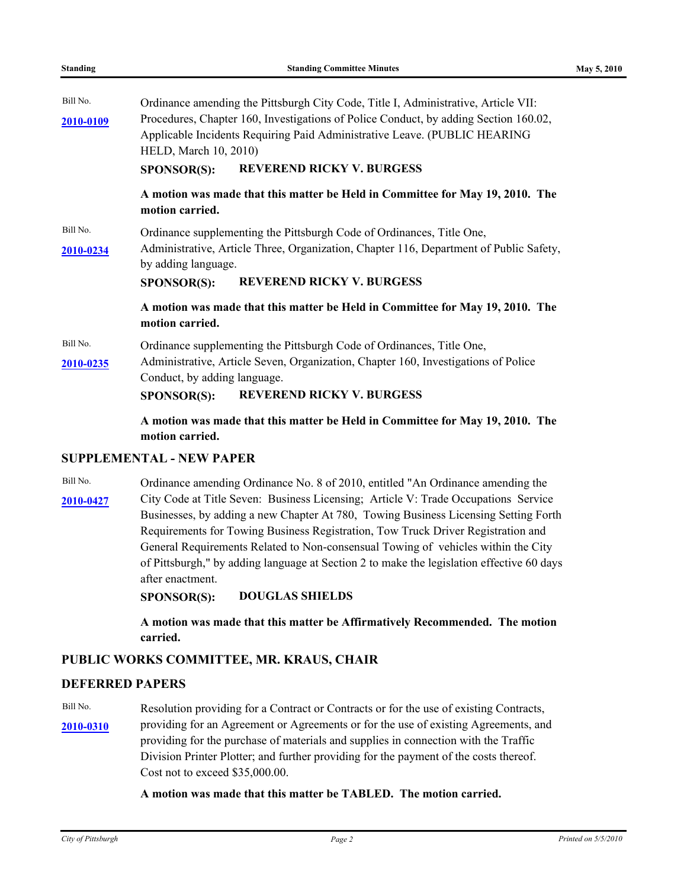Bill No. **2010-0109**

Ordinance amending the Pittsburgh City Code, Title I, Administrative, Article VII: Procedures, Chapter 160, Investigations of Police Conduct, by adding Section 160.02, Applicable Incidents Requiring Paid Administrative Leave. (PUBLIC HEARING HELD, March 10, 2010)

**SPONSOR(S): REVEREND RICKY V. BURGESS**

**A motion was made that this matter be Held in Committee for May 19, 2010. The motion carried.**

Bill No. **2010-0234**

Ordinance supplementing the Pittsburgh Code of Ordinances, Title One, Administrative, Article Three, Organization, Chapter 116, Department of Public Safety, by adding language.

**SPONSOR(S): REVEREND RICKY V. BURGESS**

**A motion was made that this matter be Held in Committee for May 19, 2010. The motion carried.**

Bill No. **2010-0235**

Ordinance supplementing the Pittsburgh Code of Ordinances, Title One, Administrative, Article Seven, Organization, Chapter 160, Investigations of Police Conduct, by adding language.

**SPONSOR(S): REVEREND RICKY V. BURGESS**

**A motion was made that this matter be Held in Committee for May 19, 2010. The motion carried.**

## SUPPLEMENTAL - NEW PAPER

Bill No. **2010-0427**

Ordinance amending Ordinance No. 8 of 2010, entitled "An Ordinance amending the City Code at Title Seven: Business Licensing; Article V: Trade Occupations Service Businesses, by adding a new Chapter At 780, Towing Business Licensing Setting Forth Requirements for Towing Business Registration, Tow Truck Driver Registration and General Requirements Related to Non-consensual Towing of vehicles within the City of Pittsburgh," by adding language at Section 2 to make the legislation effective 60 days after enactment.

**SPONSOR(S): DOUGLAS SHIELDS**

**A motion was made that this matter be Affirmatively Recommended. The motion carried.**

## PUBLIC WORKS COMMITTEE, MR. KRAUS, CHAIR

## DEFERRED PAPERS

Bill No. **2010-0310**

Resolution providing for a Contract or Contracts or for the use of existing Contracts, providing for an Agreement or Agreements or for the use of existing Agreements, and providing for the purchase of materials and supplies in connection with the Traffic Division Printer Plotter; and further providing for the payment of the costs thereof. Cost not to exceed $35,000.00.

**A motion was made that this matter be TABLED. The motion carried.**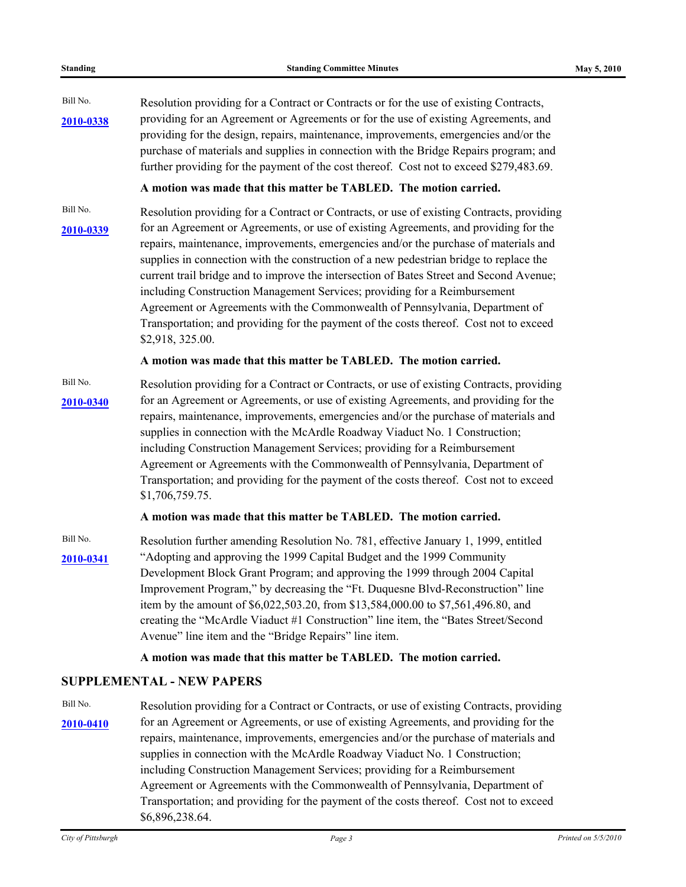Bill No. **2010-0338**

Resolution providing for a Contract or Contracts or for the use of existing Contracts, providing for an Agreement or Agreements or for the use of existing Agreements, and providing for the design, repairs, maintenance, improvements, emergencies and/or the purchase of materials and supplies in connection with the Bridge Repairs program; and further providing for the payment of the cost thereof. Cost not to exceed $279,483.69.

**A motion was made that this matter be TABLED. The motion carried.**

Bill No. **2010-0339**

Resolution providing for a Contract or Contracts, or use of existing Contracts, providing for an Agreement or Agreements, or use of existing Agreements, and providing for the repairs, maintenance, improvements, emergencies and/or the purchase of materials and supplies in connection with the construction of a new pedestrian bridge to replace the current trail bridge and to improve the intersection of Bates Street and Second Avenue; including Construction Management Services; providing for a Reimbursement Agreement or Agreements with the Commonwealth of Pennsylvania, Department of Transportation; and providing for the payment of the costs thereof. Cost not to exceed $2,918, 325.00.

**A motion was made that this matter be TABLED. The motion carried.**

Bill No. **2010-0340**

Resolution providing for a Contract or Contracts, or use of existing Contracts, providing for an Agreement or Agreements, or use of existing Agreements, and providing for the repairs, maintenance, improvements, emergencies and/or the purchase of materials and supplies in connection with the McArdle Roadway Viaduct No. 1 Construction; including Construction Management Services; providing for a Reimbursement Agreement or Agreements with the Commonwealth of Pennsylvania, Department of Transportation; and providing for the payment of the costs thereof. Cost not to exceed $1,706,759.75.

**A motion was made that this matter be TABLED. The motion carried.**

Bill No. **2010-0341**

Resolution further amending Resolution No. 781, effective January 1, 1999, entitled "Adopting and approving the 1999 Capital Budget and the 1999 Community Development Block Grant Program; and approving the 1999 through 2004 Capital Improvement Program," by decreasing the "Ft. Duquesne Blvd-Reconstruction" line item by the amount of $6,022,503.20, from $13,584,000.00 to $7,561,496.80, and creating the "McArdle Viaduct #1 Construction" line item, the "Bates Street/Second Avenue" line item and the "Bridge Repairs" line item.

**A motion was made that this matter be TABLED. The motion carried.**

## SUPPLEMENTAL - NEW PAPERS

Bill No. **2010-0410**

Resolution providing for a Contract or Contracts, or use of existing Contracts, providing for an Agreement or Agreements, or use of existing Agreements, and providing for the repairs, maintenance, improvements, emergencies and/or the purchase of materials and supplies in connection with the McArdle Roadway Viaduct No. 1 Construction; including Construction Management Services; providing for a Reimbursement Agreement or Agreements with the Commonwealth of Pennsylvania, Department of Transportation; and providing for the payment of the costs thereof. Cost not to exceed $6,896,238.64.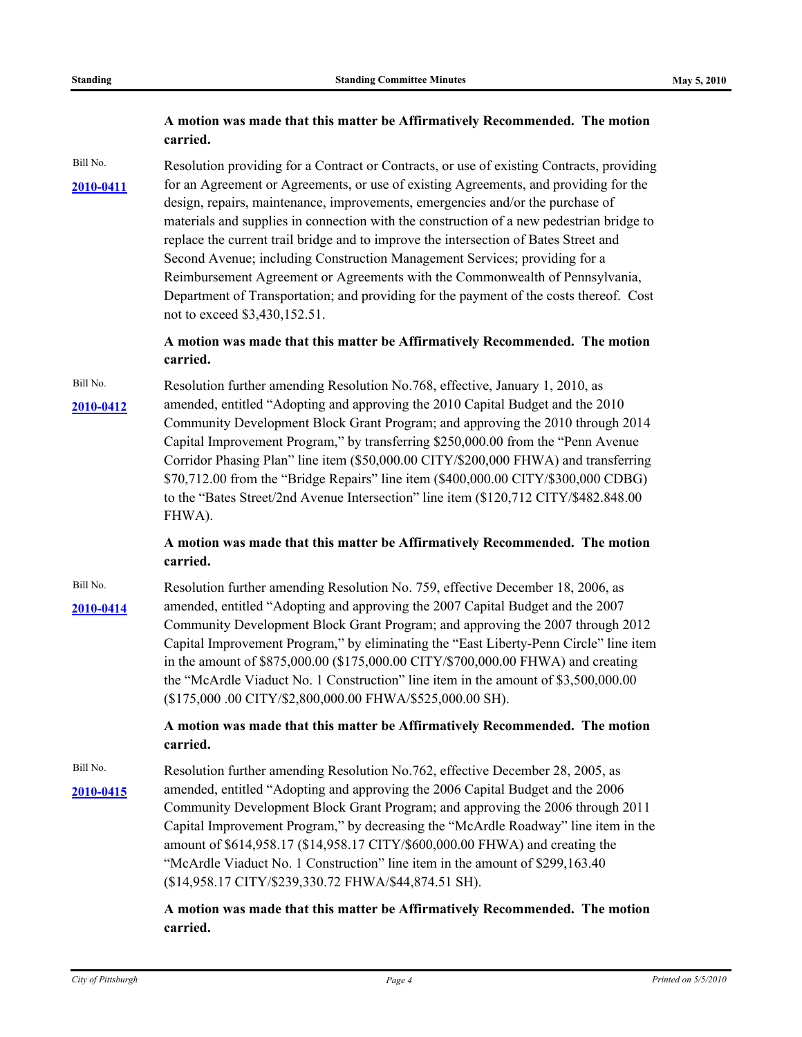**A motion was made that this matter be Affirmatively Recommended. The motion carried.**

Bill No.

**2010-0411**

Resolution providing for a Contract or Contracts, or use of existing Contracts, providing for an Agreement or Agreements, or use of existing Agreements, and providing for the design, repairs, maintenance, improvements, emergencies and/or the purchase of materials and supplies in connection with the construction of a new pedestrian bridge to replace the current trail bridge and to improve the intersection of Bates Street and Second Avenue; including Construction Management Services; providing for a Reimbursement Agreement or Agreements with the Commonwealth of Pennsylvania, Department of Transportation; and providing for the payment of the costs thereof. Cost not to exceed $3,430,152.51.

**A motion was made that this matter be Affirmatively Recommended. The motion carried.**

Bill No.

**2010-0412**

Resolution further amending Resolution No.768, effective, January 1, 2010, as amended, entitled "Adopting and approving the 2010 Capital Budget and the 2010 Community Development Block Grant Program; and approving the 2010 through 2014 Capital Improvement Program," by transferring $250,000.00 from the "Penn Avenue Corridor Phasing Plan" line item ($50,000.00 CITY/$200,000 FHWA) and transferring $70,712.00 from the "Bridge Repairs" line item ($400,000.00 CITY/$300,000 CDBG) to the "Bates Street/2nd Avenue Intersection" line item ($120,712 CITY/$482.848.00 FHWA).

**A motion was made that this matter be Affirmatively Recommended. The motion carried.**

Bill No.

**2010-0414**

Resolution further amending Resolution No. 759, effective December 18, 2006, as amended, entitled "Adopting and approving the 2007 Capital Budget and the 2007 Community Development Block Grant Program; and approving the 2007 through 2012 Capital Improvement Program," by eliminating the "East Liberty-Penn Circle" line item in the amount of $875,000.00 ($175,000.00 CITY/$700,000.00 FHWA) and creating the "McArdle Viaduct No. 1 Construction" line item in the amount of $3,500,000.00 ($175,000 .00 CITY/$2,800,000.00 FHWA/$525,000.00 SH).

**A motion was made that this matter be Affirmatively Recommended. The motion carried.**

Bill No.

**2010-0415**

Resolution further amending Resolution No.762, effective December 28, 2005, as amended, entitled "Adopting and approving the 2006 Capital Budget and the 2006 Community Development Block Grant Program; and approving the 2006 through 2011 Capital Improvement Program," by decreasing the "McArdle Roadway" line item in the amount of $614,958.17 ($14,958.17 CITY/$600,000.00 FHWA) and creating the "McArdle Viaduct No. 1 Construction" line item in the amount of $299,163.40 ($14,958.17 CITY/$239,330.72 FHWA/$44,874.51 SH).

**A motion was made that this matter be Affirmatively Recommended. The motion carried.**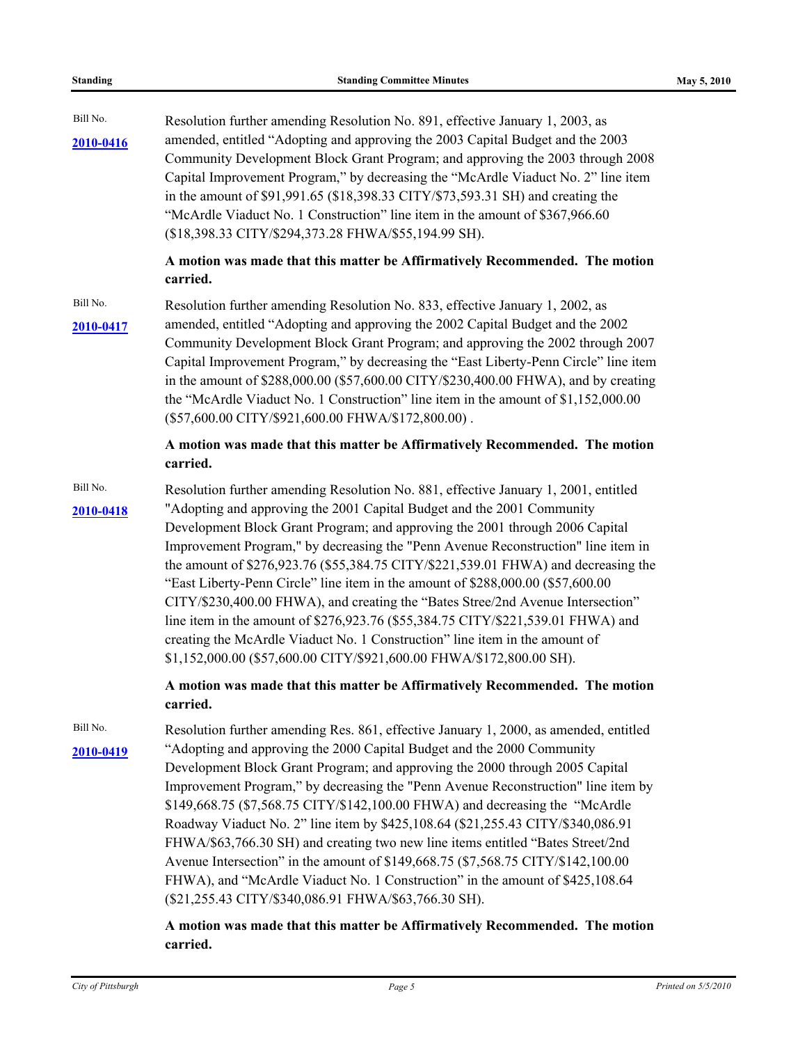Bill No. **2010-0416**

Resolution further amending Resolution No. 891, effective January 1, 2003, as amended, entitled "Adopting and approving the 2003 Capital Budget and the 2003 Community Development Block Grant Program; and approving the 2003 through 2008 Capital Improvement Program," by decreasing the "McArdle Viaduct No. 2" line item in the amount of $91,991.65 ($18,398.33 CITY/$73,593.31 SH) and creating the "McArdle Viaduct No. 1 Construction" line item in the amount of $367,966.60 ($18,398.33 CITY/$294,373.28 FHWA/$55,194.99 SH).

**A motion was made that this matter be Affirmatively Recommended. The motion carried.**

Bill No. **2010-0417**

Resolution further amending Resolution No. 833, effective January 1, 2002, as amended, entitled "Adopting and approving the 2002 Capital Budget and the 2002 Community Development Block Grant Program; and approving the 2002 through 2007 Capital Improvement Program," by decreasing the "East Liberty-Penn Circle" line item in the amount of $288,000.00 ($57,600.00 CITY/$230,400.00 FHWA), and by creating the "McArdle Viaduct No. 1 Construction" line item in the amount of $1,152,000.00 ($57,600.00 CITY/$921,600.00 FHWA/$172,800.00) .

**A motion was made that this matter be Affirmatively Recommended. The motion carried.**

Bill No. **2010-0418**

Resolution further amending Resolution No. 881, effective January 1, 2001, entitled "Adopting and approving the 2001 Capital Budget and the 2001 Community Development Block Grant Program; and approving the 2001 through 2006 Capital Improvement Program," by decreasing the "Penn Avenue Reconstruction" line item in the amount of $276,923.76 ($55,384.75 CITY/$221,539.01 FHWA) and decreasing the "East Liberty-Penn Circle" line item in the amount of $288,000.00 ($57,600.00 CITY/$230,400.00 FHWA), and creating the "Bates Stree/2nd Avenue Intersection" line item in the amount of $276,923.76 ($55,384.75 CITY/$221,539.01 FHWA) and creating the McArdle Viaduct No. 1 Construction" line item in the amount of $1,152,000.00 ($57,600.00 CITY/$921,600.00 FHWA/$172,800.00 SH).

**A motion was made that this matter be Affirmatively Recommended. The motion carried.**

Bill No. **2010-0419**

Resolution further amending Res. 861, effective January 1, 2000, as amended, entitled "Adopting and approving the 2000 Capital Budget and the 2000 Community Development Block Grant Program; and approving the 2000 through 2005 Capital Improvement Program," by decreasing the "Penn Avenue Reconstruction" line item by $149,668.75 ($7,568.75 CITY/$142,100.00 FHWA) and decreasing the "McArdle Roadway Viaduct No. 2" line item by $425,108.64 ($21,255.43 CITY/$340,086.91 FHWA/$63,766.30 SH) and creating two new line items entitled "Bates Street/2nd Avenue Intersection" in the amount of $149,668.75 ($7,568.75 CITY/$142,100.00 FHWA), and "McArdle Viaduct No. 1 Construction" in the amount of $425,108.64 ($21,255.43 CITY/$340,086.91 FHWA/$63,766.30 SH).

**A motion was made that this matter be Affirmatively Recommended. The motion carried.**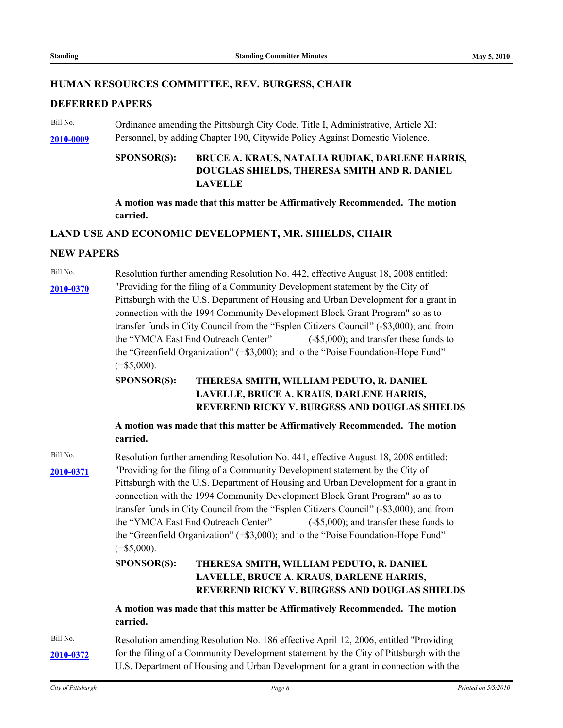## HUMAN RESOURCES COMMITTEE, REV. BURGESS, CHAIR

### DEFERRED PAPERS

Bill No. **2010-0009**

Ordinance amending the Pittsburgh City Code, Title I, Administrative, Article XI: Personnel, by adding Chapter 190, Citywide Policy Against Domestic Violence.

**SPONSOR(S): BRUCE A. KRAUS, NATALIA RUDIAK, DARLENE HARRIS, DOUGLAS SHIELDS, THERESA SMITH AND R. DANIEL LAVELLE**

**A motion was made that this matter be Affirmatively Recommended. The motion carried.**

## LAND USE AND ECONOMIC DEVELOPMENT, MR. SHIELDS, CHAIR

### NEW PAPERS

Bill No. **2010-0370**

Resolution further amending Resolution No. 442, effective August 18, 2008 entitled: "Providing for the filing of a Community Development statement by the City of Pittsburgh with the U.S. Department of Housing and Urban Development for a grant in connection with the 1994 Community Development Block Grant Program" so as to transfer funds in City Council from the "Esplen Citizens Council" (-$3,000); and from the "YMCA East End Outreach Center" (-$5,000); and transfer these funds to the "Greenfield Organization" (+$3,000); and to the "Poise Foundation-Hope Fund" (+$5,000).

**SPONSOR(S): THERESA SMITH, WILLIAM PEDUTO, R. DANIEL LAVELLE, BRUCE A. KRAUS, DARLENE HARRIS, REVEREND RICKY V. BURGESS AND DOUGLAS SHIELDS**

**A motion was made that this matter be Affirmatively Recommended. The motion carried.**

Bill No. **2010-0371**

Resolution further amending Resolution No. 441, effective August 18, 2008 entitled: "Providing for the filing of a Community Development statement by the City of Pittsburgh with the U.S. Department of Housing and Urban Development for a grant in connection with the 1994 Community Development Block Grant Program" so as to transfer funds in City Council from the "Esplen Citizens Council" (-$3,000); and from the "YMCA East End Outreach Center" (-$5,000); and transfer these funds to the "Greenfield Organization" (+$3,000); and to the "Poise Foundation-Hope Fund" (+$5,000).

**SPONSOR(S): THERESA SMITH, WILLIAM PEDUTO, R. DANIEL LAVELLE, BRUCE A. KRAUS, DARLENE HARRIS, REVEREND RICKY V. BURGESS AND DOUGLAS SHIELDS**

**A motion was made that this matter be Affirmatively Recommended. The motion carried.**

Bill No. **2010-0372**

Resolution amending Resolution No. 186 effective April 12, 2006, entitled "Providing for the filing of a Community Development statement by the City of Pittsburgh with the U.S. Department of Housing and Urban Development for a grant in connection with the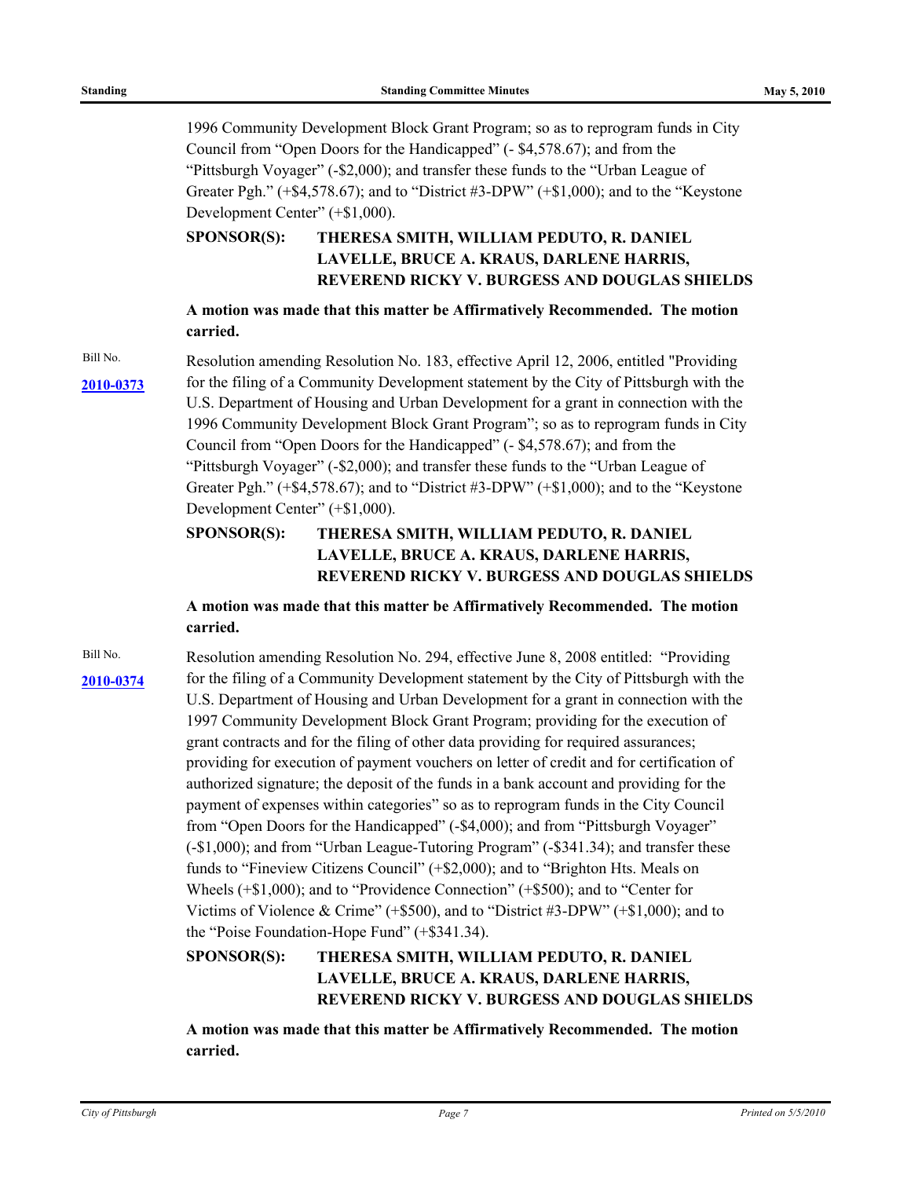1996 Community Development Block Grant Program; so as to reprogram funds in City Council from "Open Doors for the Handicapped" (- $4,578.67); and from the "Pittsburgh Voyager" (-$2,000); and transfer these funds to the "Urban League of Greater Pgh." (+$4,578.67); and to "District #3-DPW" (+$1,000); and to the "Keystone Development Center" (+$1,000).

**SPONSOR(S): THERESA SMITH, WILLIAM PEDUTO, R. DANIEL LAVELLE, BRUCE A. KRAUS, DARLENE HARRIS, REVEREND RICKY V. BURGESS AND DOUGLAS SHIELDS**

**A motion was made that this matter be Affirmatively Recommended. The motion carried.**

Bill No. **2010-0373**

Resolution amending Resolution No. 183, effective April 12, 2006, entitled "Providing for the filing of a Community Development statement by the City of Pittsburgh with the U.S. Department of Housing and Urban Development for a grant in connection with the 1996 Community Development Block Grant Program"; so as to reprogram funds in City Council from "Open Doors for the Handicapped" (- $4,578.67); and from the "Pittsburgh Voyager" (-$2,000); and transfer these funds to the "Urban League of Greater Pgh." (+$4,578.67); and to "District #3-DPW" (+$1,000); and to the "Keystone Development Center" (+$1,000).

**SPONSOR(S): THERESA SMITH, WILLIAM PEDUTO, R. DANIEL LAVELLE, BRUCE A. KRAUS, DARLENE HARRIS, REVEREND RICKY V. BURGESS AND DOUGLAS SHIELDS**

**A motion was made that this matter be Affirmatively Recommended. The motion carried.**

Bill No. **2010-0374**

Resolution amending Resolution No. 294, effective June 8, 2008 entitled: "Providing for the filing of a Community Development statement by the City of Pittsburgh with the U.S. Department of Housing and Urban Development for a grant in connection with the 1997 Community Development Block Grant Program; providing for the execution of grant contracts and for the filing of other data providing for required assurances; providing for execution of payment vouchers on letter of credit and for certification of authorized signature; the deposit of the funds in a bank account and providing for the payment of expenses within categories" so as to reprogram funds in the City Council from "Open Doors for the Handicapped" (-$4,000); and from "Pittsburgh Voyager" (-$1,000); and from "Urban League-Tutoring Program" (-$341.34); and transfer these funds to "Fineview Citizens Council" (+$2,000); and to "Brighton Hts. Meals on Wheels (+$1,000); and to "Providence Connection" (+$500); and to "Center for Victims of Violence & Crime" (+$500), and to "District #3-DPW" (+$1,000); and to the "Poise Foundation-Hope Fund" (+$341.34).

**SPONSOR(S): THERESA SMITH, WILLIAM PEDUTO, R. DANIEL LAVELLE, BRUCE A. KRAUS, DARLENE HARRIS, REVEREND RICKY V. BURGESS AND DOUGLAS SHIELDS**

**A motion was made that this matter be Affirmatively Recommended. The motion carried.**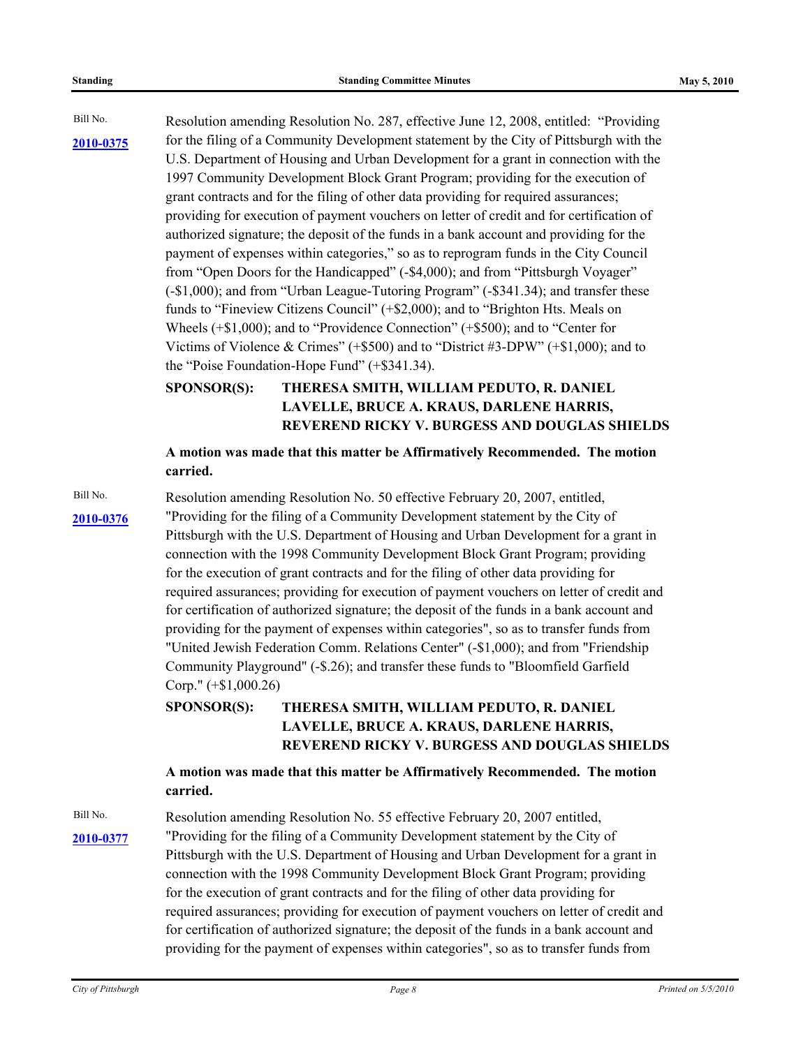Bill No.

**2010-0375**

Resolution amending Resolution No. 287, effective June 12, 2008, entitled: "Providing for the filing of a Community Development statement by the City of Pittsburgh with the U.S. Department of Housing and Urban Development for a grant in connection with the 1997 Community Development Block Grant Program; providing for the execution of grant contracts and for the filing of other data providing for required assurances; providing for execution of payment vouchers on letter of credit and for certification of authorized signature; the deposit of the funds in a bank account and providing for the payment of expenses within categories," so as to reprogram funds in the City Council from "Open Doors for the Handicapped" (-$4,000); and from "Pittsburgh Voyager" (-$1,000); and from "Urban League-Tutoring Program" (-$341.34); and transfer these funds to "Fineview Citizens Council" (+$2,000); and to "Brighton Hts. Meals on Wheels (+$1,000); and to "Providence Connection" (+$500); and to "Center for Victims of Violence & Crimes" (+$500) and to "District #3-DPW" (+$1,000); and to the "Poise Foundation-Hope Fund" (+$341.34).

**SPONSOR(S): THERESA SMITH, WILLIAM PEDUTO, R. DANIEL LAVELLE, BRUCE A. KRAUS, DARLENE HARRIS, REVEREND RICKY V. BURGESS AND DOUGLAS SHIELDS**

**A motion was made that this matter be Affirmatively Recommended. The motion carried.**

Bill No.

**2010-0376**

Resolution amending Resolution No. 50 effective February 20, 2007, entitled, "Providing for the filing of a Community Development statement by the City of Pittsburgh with the U.S. Department of Housing and Urban Development for a grant in connection with the 1998 Community Development Block Grant Program; providing for the execution of grant contracts and for the filing of other data providing for required assurances; providing for execution of payment vouchers on letter of credit and for certification of authorized signature; the deposit of the funds in a bank account and providing for the payment of expenses within categories", so as to transfer funds from "United Jewish Federation Comm. Relations Center" (-$1,000); and from "Friendship Community Playground" (-$.26); and transfer these funds to "Bloomfield Garfield Corp." (+$1,000.26)

**SPONSOR(S): THERESA SMITH, WILLIAM PEDUTO, R. DANIEL LAVELLE, BRUCE A. KRAUS, DARLENE HARRIS, REVEREND RICKY V. BURGESS AND DOUGLAS SHIELDS**

**A motion was made that this matter be Affirmatively Recommended. The motion carried.**

Bill No.

**2010-0377**

Resolution amending Resolution No. 55 effective February 20, 2007 entitled, "Providing for the filing of a Community Development statement by the City of Pittsburgh with the U.S. Department of Housing and Urban Development for a grant in connection with the 1998 Community Development Block Grant Program; providing for the execution of grant contracts and for the filing of other data providing for required assurances; providing for execution of payment vouchers on letter of credit and for certification of authorized signature; the deposit of the funds in a bank account and providing for the payment of expenses within categories", so as to transfer funds from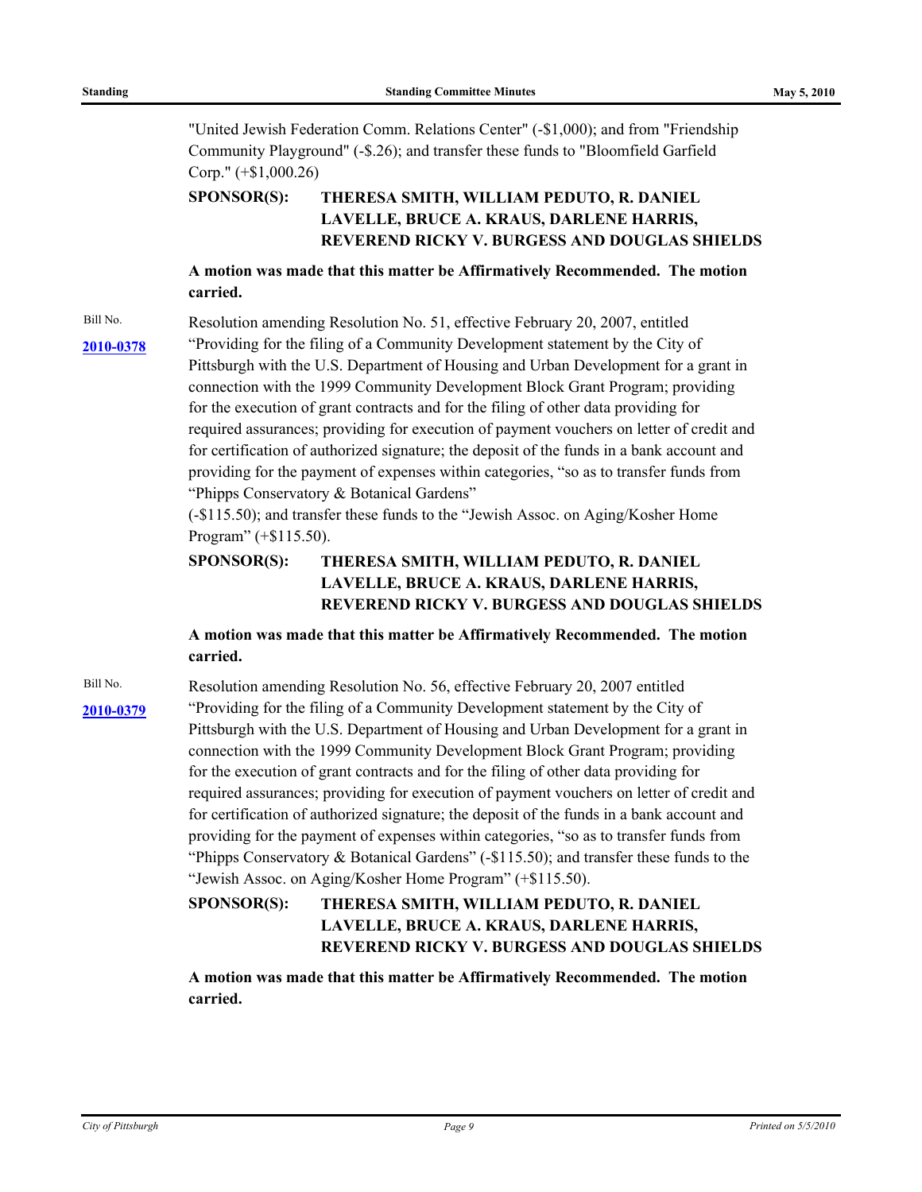"United Jewish Federation Comm. Relations Center" (-$1,000); and from "Friendship Community Playground" (-$.26); and transfer these funds to "Bloomfield Garfield Corp." (+$1,000.26)

**SPONSOR(S): THERESA SMITH, WILLIAM PEDUTO, R. DANIEL LAVELLE, BRUCE A. KRAUS, DARLENE HARRIS, REVEREND RICKY V. BURGESS AND DOUGLAS SHIELDS**

**A motion was made that this matter be Affirmatively Recommended. The motion carried.**

Bill No. **2010-0378**

Resolution amending Resolution No. 51, effective February 20, 2007, entitled "Providing for the filing of a Community Development statement by the City of Pittsburgh with the U.S. Department of Housing and Urban Development for a grant in connection with the 1999 Community Development Block Grant Program; providing for the execution of grant contracts and for the filing of other data providing for required assurances; providing for execution of payment vouchers on letter of credit and for certification of authorized signature; the deposit of the funds in a bank account and providing for the payment of expenses within categories, "so as to transfer funds from "Phipps Conservatory & Botanical Gardens" (-$115.50); and transfer these funds to the "Jewish Assoc. on Aging/Kosher Home Program" (+$115.50).

**SPONSOR(S): THERESA SMITH, WILLIAM PEDUTO, R. DANIEL LAVELLE, BRUCE A. KRAUS, DARLENE HARRIS, REVEREND RICKY V. BURGESS AND DOUGLAS SHIELDS**

**A motion was made that this matter be Affirmatively Recommended. The motion carried.**

Bill No. **2010-0379**

Resolution amending Resolution No. 56, effective February 20, 2007 entitled "Providing for the filing of a Community Development statement by the City of Pittsburgh with the U.S. Department of Housing and Urban Development for a grant in connection with the 1999 Community Development Block Grant Program; providing for the execution of grant contracts and for the filing of other data providing for required assurances; providing for execution of payment vouchers on letter of credit and for certification of authorized signature; the deposit of the funds in a bank account and providing for the payment of expenses within categories, "so as to transfer funds from "Phipps Conservatory & Botanical Gardens" (-$115.50); and transfer these funds to the "Jewish Assoc. on Aging/Kosher Home Program" (+$115.50).

**SPONSOR(S): THERESA SMITH, WILLIAM PEDUTO, R. DANIEL LAVELLE, BRUCE A. KRAUS, DARLENE HARRIS, REVEREND RICKY V. BURGESS AND DOUGLAS SHIELDS**

**A motion was made that this matter be Affirmatively Recommended. The motion carried.**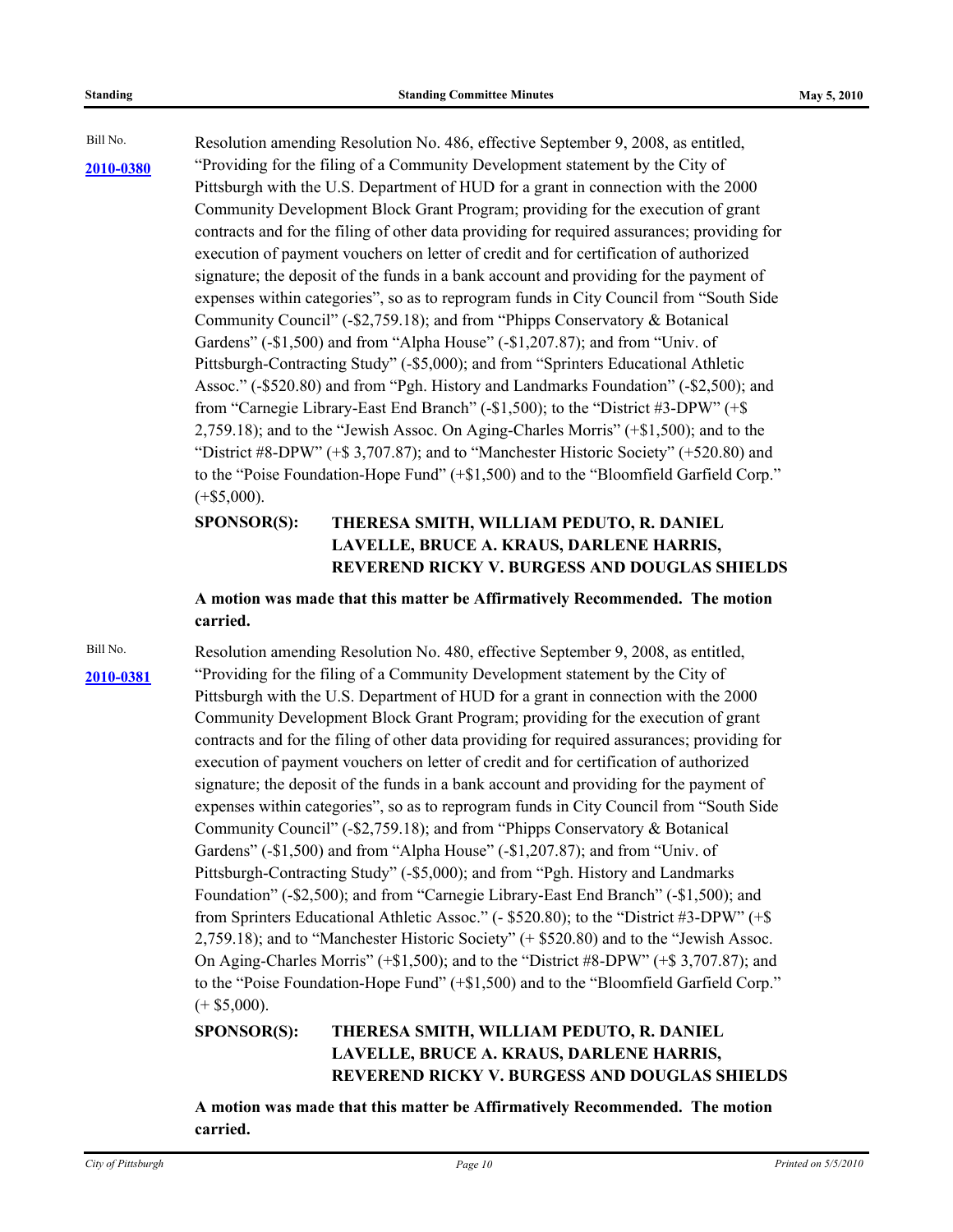Bill No.

**2010-0380**

Resolution amending Resolution No. 486, effective September 9, 2008, as entitled, "Providing for the filing of a Community Development statement by the City of Pittsburgh with the U.S. Department of HUD for a grant in connection with the 2000 Community Development Block Grant Program; providing for the execution of grant contracts and for the filing of other data providing for required assurances; providing for execution of payment vouchers on letter of credit and for certification of authorized signature; the deposit of the funds in a bank account and providing for the payment of expenses within categories", so as to reprogram funds in City Council from "South Side Community Council" (-$2,759.18); and from "Phipps Conservatory & Botanical Gardens" (-$1,500) and from "Alpha House" (-$1,207.87); and from "Univ. of Pittsburgh-Contracting Study" (-$5,000); and from "Sprinters Educational Athletic Assoc." (-$520.80) and from "Pgh. History and Landmarks Foundation" (-$2,500); and from "Carnegie Library-East End Branch" (-$1,500); to the "District #3-DPW" (+$ 2,759.18); and to the "Jewish Assoc. On Aging-Charles Morris" (+$1,500); and to the "District #8-DPW" (+$ 3,707.87); and to "Manchester Historic Society" (+520.80) and to the "Poise Foundation-Hope Fund" (+$1,500) and to the "Bloomfield Garfield Corp." (+$5,000).

**SPONSOR(S): THERESA SMITH, WILLIAM PEDUTO, R. DANIEL LAVELLE, BRUCE A. KRAUS, DARLENE HARRIS, REVEREND RICKY V. BURGESS AND DOUGLAS SHIELDS**

**A motion was made that this matter be Affirmatively Recommended. The motion carried.**

Bill No.

**2010-0381**

Resolution amending Resolution No. 480, effective September 9, 2008, as entitled, "Providing for the filing of a Community Development statement by the City of Pittsburgh with the U.S. Department of HUD for a grant in connection with the 2000 Community Development Block Grant Program; providing for the execution of grant contracts and for the filing of other data providing for required assurances; providing for execution of payment vouchers on letter of credit and for certification of authorized signature; the deposit of the funds in a bank account and providing for the payment of expenses within categories", so as to reprogram funds in City Council from "South Side Community Council" (-$2,759.18); and from "Phipps Conservatory & Botanical Gardens" (-$1,500) and from "Alpha House" (-$1,207.87); and from "Univ. of Pittsburgh-Contracting Study" (-$5,000); and from "Pgh. History and Landmarks Foundation" (-$2,500); and from "Carnegie Library-East End Branch" (-$1,500); and from Sprinters Educational Athletic Assoc." (- $520.80); to the "District #3-DPW" (+$ 2,759.18); and to "Manchester Historic Society" (+ $520.80) and to the "Jewish Assoc. On Aging-Charles Morris" (+$1,500); and to the "District #8-DPW" (+$ 3,707.87); and to the "Poise Foundation-Hope Fund" (+$1,500) and to the "Bloomfield Garfield Corp." (+ $5,000).

**SPONSOR(S): THERESA SMITH, WILLIAM PEDUTO, R. DANIEL LAVELLE, BRUCE A. KRAUS, DARLENE HARRIS, REVEREND RICKY V. BURGESS AND DOUGLAS SHIELDS**

**A motion was made that this matter be Affirmatively Recommended. The motion carried.**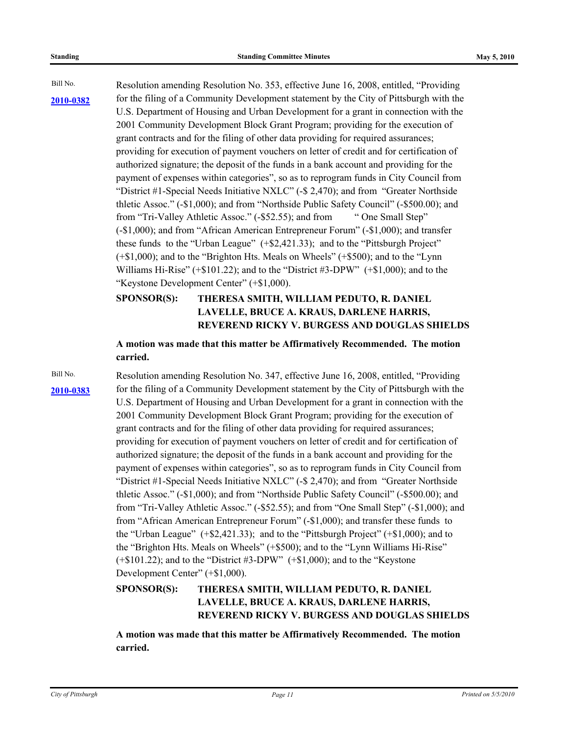Bill No.

**2010-0382**

Resolution amending Resolution No. 353, effective June 16, 2008, entitled, "Providing for the filing of a Community Development statement by the City of Pittsburgh with the U.S. Department of Housing and Urban Development for a grant in connection with the 2001 Community Development Block Grant Program; providing for the execution of grant contracts and for the filing of other data providing for required assurances; providing for execution of payment vouchers on letter of credit and for certification of authorized signature; the deposit of the funds in a bank account and providing for the payment of expenses within categories", so as to reprogram funds in City Council from "District #1-Special Needs Initiative NXLC" (-$ 2,470); and from "Greater Northside thletic Assoc." (-$1,000); and from "Northside Public Safety Council" (-$500.00); and from "Tri-Valley Athletic Assoc." (-$52.55); and from " One Small Step" (-$1,000); and from "African American Entrepreneur Forum" (-$1,000); and transfer these funds to the "Urban League" (+$2,421.33); and to the "Pittsburgh Project" (+$1,000); and to the "Brighton Hts. Meals on Wheels" (+$500); and to the "Lynn Williams Hi-Rise" (+$101.22); and to the "District #3-DPW" (+$1,000); and to the "Keystone Development Center" (+$1,000).

**SPONSOR(S): THERESA SMITH, WILLIAM PEDUTO, R. DANIEL LAVELLE, BRUCE A. KRAUS, DARLENE HARRIS, REVEREND RICKY V. BURGESS AND DOUGLAS SHIELDS**

**A motion was made that this matter be Affirmatively Recommended. The motion carried.**

Bill No.

**2010-0383**

Resolution amending Resolution No. 347, effective June 16, 2008, entitled, "Providing for the filing of a Community Development statement by the City of Pittsburgh with the U.S. Department of Housing and Urban Development for a grant in connection with the 2001 Community Development Block Grant Program; providing for the execution of grant contracts and for the filing of other data providing for required assurances; providing for execution of payment vouchers on letter of credit and for certification of authorized signature; the deposit of the funds in a bank account and providing for the payment of expenses within categories", so as to reprogram funds in City Council from "District #1-Special Needs Initiative NXLC" (-$ 2,470); and from "Greater Northside thletic Assoc." (-$1,000); and from "Northside Public Safety Council" (-$500.00); and from "Tri-Valley Athletic Assoc." (-$52.55); and from "One Small Step" (-$1,000); and from "African American Entrepreneur Forum" (-$1,000); and transfer these funds to the "Urban League" (+$2,421.33); and to the "Pittsburgh Project" (+$1,000); and to the "Brighton Hts. Meals on Wheels" (+$500); and to the "Lynn Williams Hi-Rise" (+$101.22); and to the "District #3-DPW" (+$1,000); and to the "Keystone Development Center" (+$1,000).

**SPONSOR(S): THERESA SMITH, WILLIAM PEDUTO, R. DANIEL LAVELLE, BRUCE A. KRAUS, DARLENE HARRIS, REVEREND RICKY V. BURGESS AND DOUGLAS SHIELDS**

**A motion was made that this matter be Affirmatively Recommended. The motion carried.**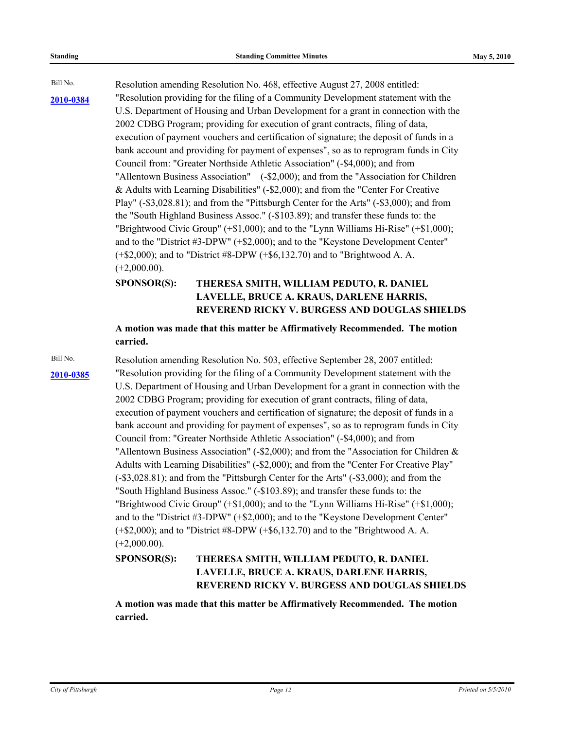Bill No.

**2010-0384**

Resolution amending Resolution No. 468, effective August 27, 2008 entitled: "Resolution providing for the filing of a Community Development statement with the U.S. Department of Housing and Urban Development for a grant in connection with the 2002 CDBG Program; providing for execution of grant contracts, filing of data, execution of payment vouchers and certification of signature; the deposit of funds in a bank account and providing for payment of expenses", so as to reprogram funds in City Council from: "Greater Northside Athletic Association" (-$4,000); and from "Allentown Business Association" (-$2,000); and from the "Association for Children & Adults with Learning Disabilities" (-$2,000); and from the "Center For Creative Play" (-$3,028.81); and from the "Pittsburgh Center for the Arts" (-$3,000); and from the "South Highland Business Assoc." (-$103.89); and transfer these funds to: the "Brightwood Civic Group" (+$1,000); and to the "Lynn Williams Hi-Rise" (+$1,000); and to the "District #3-DPW" (+$2,000); and to the "Keystone Development Center" (+$2,000); and to "District #8-DPW (+$6,132.70) and to "Brightwood A. A. (+2,000.00).

**SPONSOR(S): THERESA SMITH, WILLIAM PEDUTO, R. DANIEL LAVELLE, BRUCE A. KRAUS, DARLENE HARRIS, REVEREND RICKY V. BURGESS AND DOUGLAS SHIELDS**

**A motion was made that this matter be Affirmatively Recommended. The motion carried.**

Bill No.

**2010-0385**

Resolution amending Resolution No. 503, effective September 28, 2007 entitled: "Resolution providing for the filing of a Community Development statement with the U.S. Department of Housing and Urban Development for a grant in connection with the 2002 CDBG Program; providing for execution of grant contracts, filing of data, execution of payment vouchers and certification of signature; the deposit of funds in a bank account and providing for payment of expenses", so as to reprogram funds in City Council from: "Greater Northside Athletic Association" (-$4,000); and from "Allentown Business Association" (-$2,000); and from the "Association for Children & Adults with Learning Disabilities" (-$2,000); and from the "Center For Creative Play" (-$3,028.81); and from the "Pittsburgh Center for the Arts" (-$3,000); and from the "South Highland Business Assoc." (-$103.89); and transfer these funds to: the "Brightwood Civic Group" (+$1,000); and to the "Lynn Williams Hi-Rise" (+$1,000); and to the "District #3-DPW" (+$2,000); and to the "Keystone Development Center" (+$2,000); and to "District #8-DPW (+$6,132.70) and to the "Brightwood A. A. (+2,000.00).

**SPONSOR(S): THERESA SMITH, WILLIAM PEDUTO, R. DANIEL LAVELLE, BRUCE A. KRAUS, DARLENE HARRIS, REVEREND RICKY V. BURGESS AND DOUGLAS SHIELDS**

**A motion was made that this matter be Affirmatively Recommended. The motion carried.**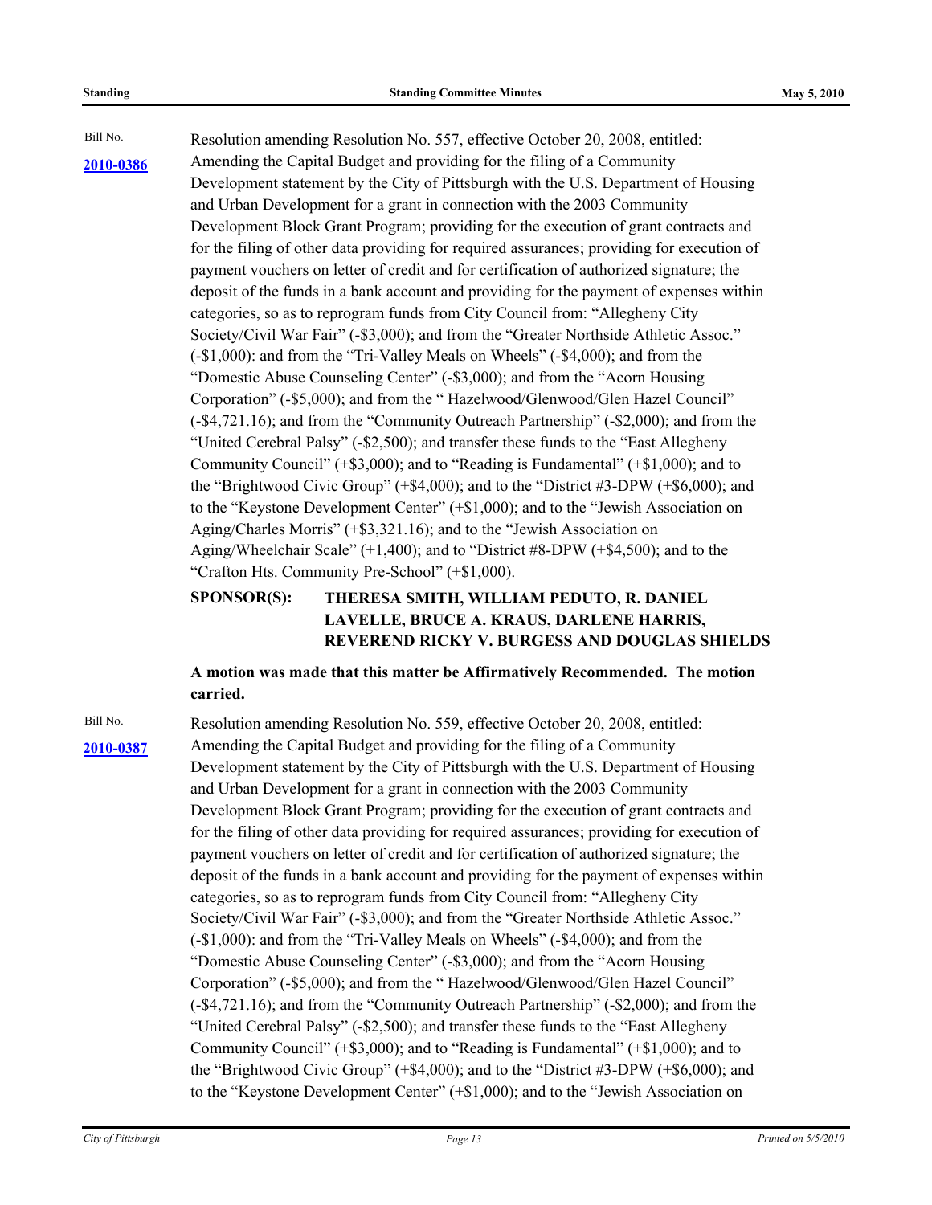Bill No.

**2010-0386**

Resolution amending Resolution No. 557, effective October 20, 2008, entitled: Amending the Capital Budget and providing for the filing of a Community Development statement by the City of Pittsburgh with the U.S. Department of Housing and Urban Development for a grant in connection with the 2003 Community Development Block Grant Program; providing for the execution of grant contracts and for the filing of other data providing for required assurances; providing for execution of payment vouchers on letter of credit and for certification of authorized signature; the deposit of the funds in a bank account and providing for the payment of expenses within categories, so as to reprogram funds from City Council from: "Allegheny City Society/Civil War Fair" (-$3,000); and from the "Greater Northside Athletic Assoc." (-$1,000): and from the "Tri-Valley Meals on Wheels" (-$4,000); and from the "Domestic Abuse Counseling Center" (-$3,000); and from the "Acorn Housing Corporation" (-$5,000); and from the " Hazelwood/Glenwood/Glen Hazel Council" (-$4,721.16); and from the "Community Outreach Partnership" (-$2,000); and from the "United Cerebral Palsy" (-$2,500); and transfer these funds to the "East Allegheny Community Council" (+$3,000); and to "Reading is Fundamental" (+$1,000); and to the "Brightwood Civic Group" (+$4,000); and to the "District #3-DPW (+$6,000); and to the "Keystone Development Center" (+$1,000); and to the "Jewish Association on Aging/Charles Morris" (+$3,321.16); and to the "Jewish Association on Aging/Wheelchair Scale" (+1,400); and to "District #8-DPW (+$4,500); and to the "Crafton Hts. Community Pre-School" (+$1,000).

**SPONSOR(S): THERESA SMITH, WILLIAM PEDUTO, R. DANIEL LAVELLE, BRUCE A. KRAUS, DARLENE HARRIS, REVEREND RICKY V. BURGESS AND DOUGLAS SHIELDS**

**A motion was made that this matter be Affirmatively Recommended. The motion carried.**

Bill No.

**2010-0387**

Resolution amending Resolution No. 559, effective October 20, 2008, entitled: Amending the Capital Budget and providing for the filing of a Community Development statement by the City of Pittsburgh with the U.S. Department of Housing and Urban Development for a grant in connection with the 2003 Community Development Block Grant Program; providing for the execution of grant contracts and for the filing of other data providing for required assurances; providing for execution of payment vouchers on letter of credit and for certification of authorized signature; the deposit of the funds in a bank account and providing for the payment of expenses within categories, so as to reprogram funds from City Council from: "Allegheny City Society/Civil War Fair" (-$3,000); and from the "Greater Northside Athletic Assoc." (-$1,000): and from the "Tri-Valley Meals on Wheels" (-$4,000); and from the "Domestic Abuse Counseling Center" (-$3,000); and from the "Acorn Housing Corporation" (-$5,000); and from the " Hazelwood/Glenwood/Glen Hazel Council" (-$4,721.16); and from the "Community Outreach Partnership" (-$2,000); and from the "United Cerebral Palsy" (-$2,500); and transfer these funds to the "East Allegheny Community Council" (+$3,000); and to "Reading is Fundamental" (+$1,000); and to the "Brightwood Civic Group" (+$4,000); and to the "District #3-DPW (+$6,000); and to the "Keystone Development Center" (+$1,000); and to the "Jewish Association on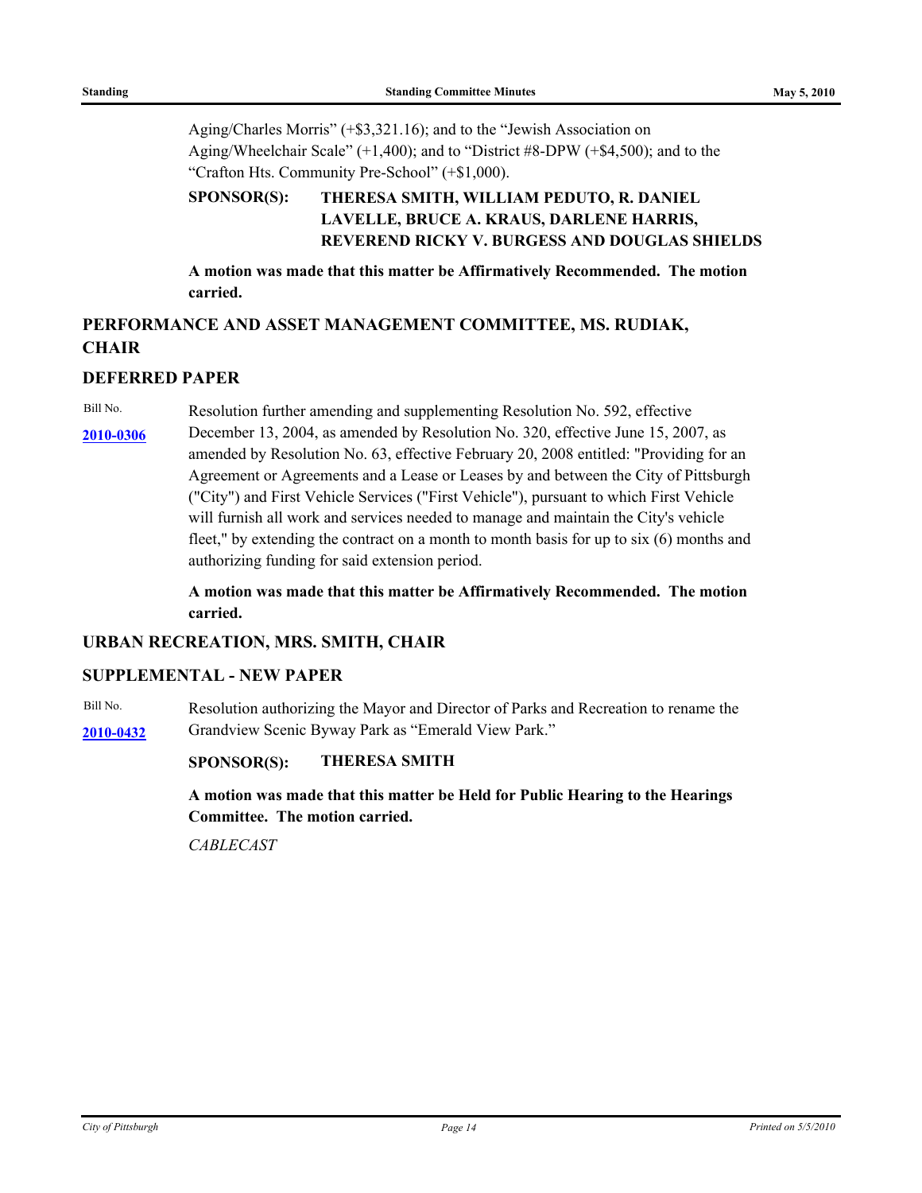Aging/Charles Morris" (+$3,321.16); and to the "Jewish Association on Aging/Wheelchair Scale" (+1,400); and to "District #8-DPW (+$4,500); and to the "Crafton Hts. Community Pre-School" (+$1,000).

**SPONSOR(S):** **THERESA SMITH, WILLIAM PEDUTO, R. DANIEL LAVELLE, BRUCE A. KRAUS, DARLENE HARRIS, REVEREND RICKY V. BURGESS AND DOUGLAS SHIELDS**

**A motion was made that this matter be Affirmatively Recommended. The motion carried.**

## PERFORMANCE AND ASSET MANAGEMENT COMMITTEE, MS. RUDIAK, CHAIR

### DEFERRED PAPER

Bill No. **2010-0306**

Resolution further amending and supplementing Resolution No. 592, effective December 13, 2004, as amended by Resolution No. 320, effective June 15, 2007, as amended by Resolution No. 63, effective February 20, 2008 entitled: "Providing for an Agreement or Agreements and a Lease or Leases by and between the City of Pittsburgh ("City") and First Vehicle Services ("First Vehicle"), pursuant to which First Vehicle will furnish all work and services needed to manage and maintain the City's vehicle fleet," by extending the contract on a month to month basis for up to six (6) months and authorizing funding for said extension period.

**A motion was made that this matter be Affirmatively Recommended. The motion carried.**

## URBAN RECREATION, MRS. SMITH, CHAIR

### SUPPLEMENTAL - NEW PAPER

Bill No. **2010-0432**

Resolution authorizing the Mayor and Director of Parks and Recreation to rename the Grandview Scenic Byway Park as "Emerald View Park."

**SPONSOR(S):** **THERESA SMITH**

**A motion was made that this matter be Held for Public Hearing to the Hearings Committee. The motion carried.**

*CABLECAST*